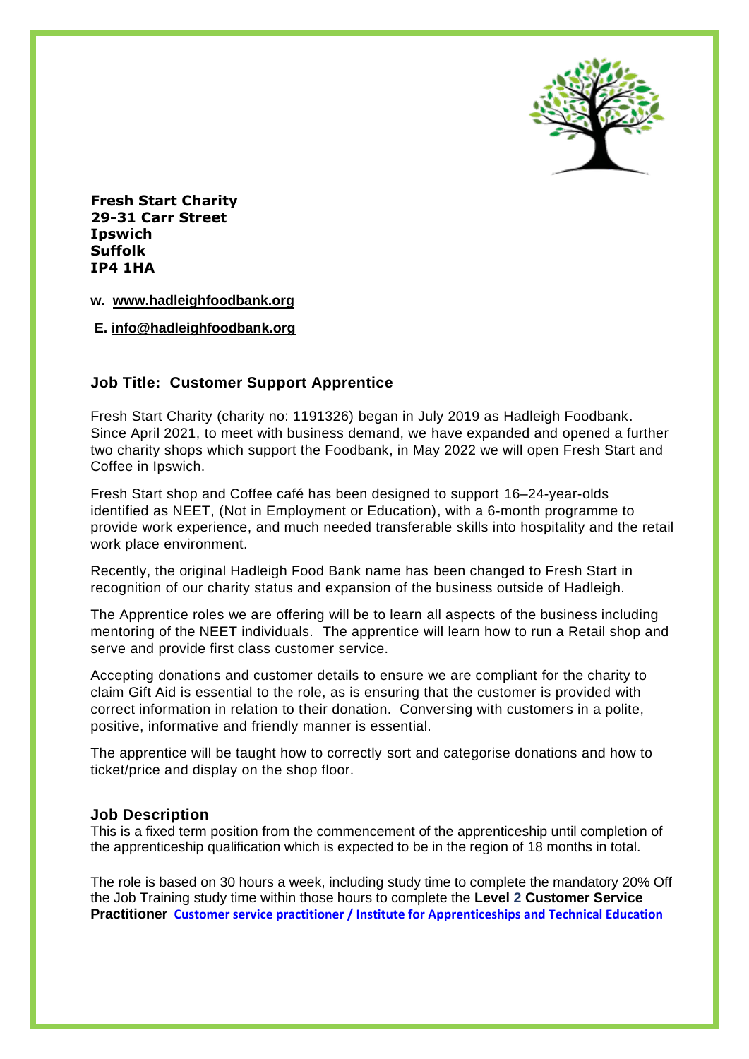**Fresh Start Charity**
**29-31 Carr Street**
**Ipswich**
**Suffolk**
**IP4 1HA**

**w. www.hadleighfoodbank.org**

**E. info@hadleighfoodbank.org**

## Job Title: Customer Support Apprentice

Fresh Start Charity (charity no: 1191326) began in July 2019 as Hadleigh Foodbank. Since April 2021, to meet with business demand, we have expanded and opened a further two charity shops which support the Foodbank, in May 2022 we will open Fresh Start and Coffee in Ipswich.

Fresh Start shop and Coffee café has been designed to support 16–24-year-olds identified as NEET, (Not in Employment or Education), with a 6-month programme to provide work experience, and much needed transferable skills into hospitality and the retail work place environment.

Recently, the original Hadleigh Food Bank name has been changed to Fresh Start in recognition of our charity status and expansion of the business outside of Hadleigh.

The Apprentice roles we are offering will be to learn all aspects of the business including mentoring of the NEET individuals. The apprentice will learn how to run a Retail shop and serve and provide first class customer service.

Accepting donations and customer details to ensure we are compliant for the charity to claim Gift Aid is essential to the role, as is ensuring that the customer is provided with correct information in relation to their donation. Conversing with customers in a polite, positive, informative and friendly manner is essential.

The apprentice will be taught how to correctly sort and categorise donations and how to ticket/price and display on the shop floor.

## Job Description

This is a fixed term position from the commencement of the apprenticeship until completion of the apprenticeship qualification which is expected to be in the region of 18 months in total.

The role is based on 30 hours a week, including study time to complete the mandatory 20% Off the Job Training study time within those hours to complete the **Level 2 Customer Service Practitioner** **Customer service practitioner / Institute for Apprenticeships and Technical Education**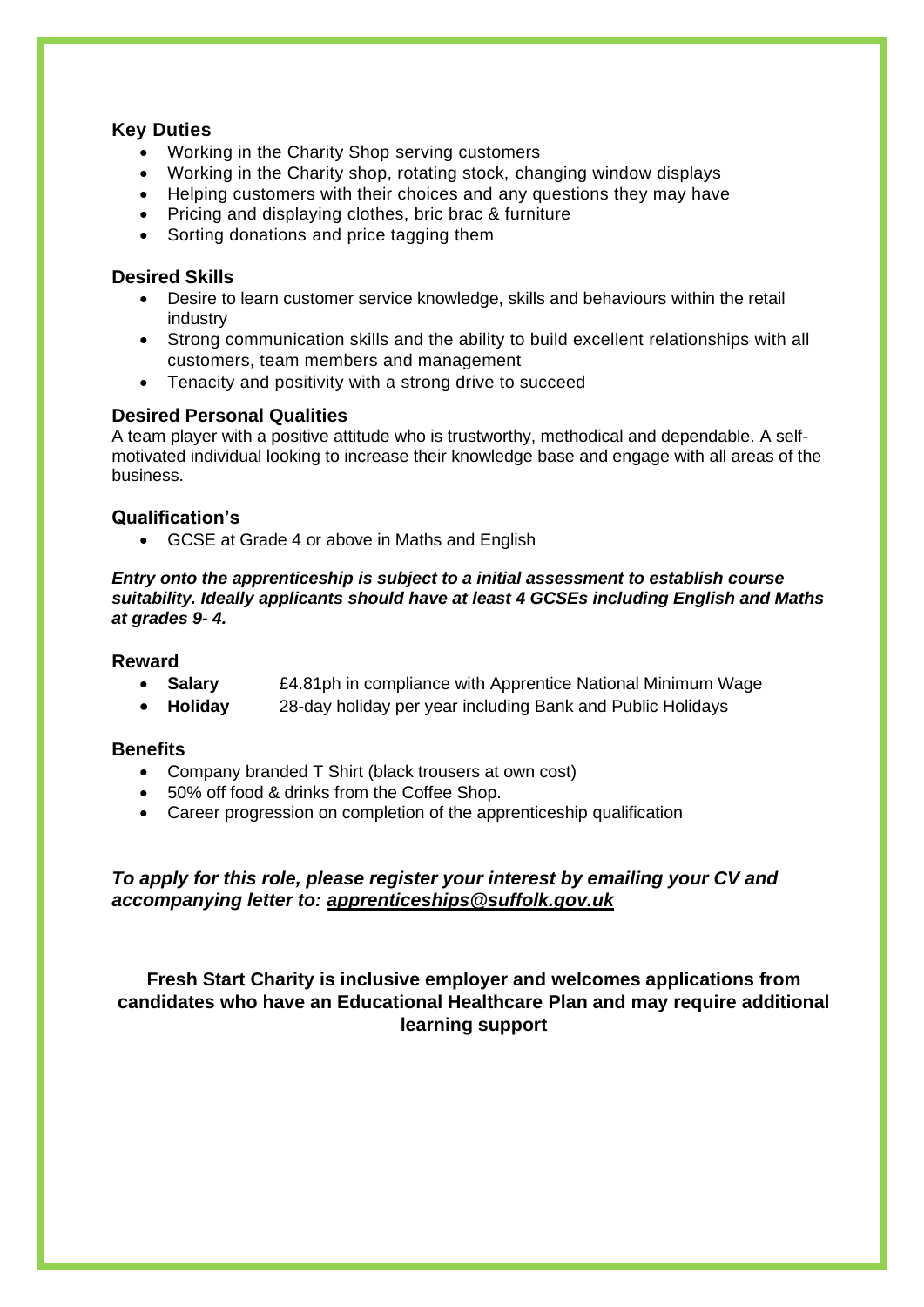### Key Duties

- Working in the Charity Shop serving customers
- Working in the Charity shop, rotating stock, changing window displays
- Helping customers with their choices and any questions they may have
- Pricing and displaying clothes, bric brac & furniture
- Sorting donations and price tagging them

### Desired Skills

- Desire to learn customer service knowledge, skills and behaviours within the retail industry
- Strong communication skills and the ability to build excellent relationships with all customers, team members and management
- Tenacity and positivity with a strong drive to succeed

### Desired Personal Qualities

A team player with a positive attitude who is trustworthy, methodical and dependable. A self-motivated individual looking to increase their knowledge base and engage with all areas of the business.

### Qualification's

- GCSE at Grade 4 or above in Maths and English

***Entry onto the apprenticeship is subject to a initial assessment to establish course suitability. Ideally applicants should have at least 4 GCSEs including English and Maths at grades 9- 4.***

### Reward

- **Salary** £4.81ph in compliance with Apprentice National Minimum Wage
- **Holiday** 28-day holiday per year including Bank and Public Holidays

### Benefits

- Company branded T Shirt (black trousers at own cost)
- 50% off food & drinks from the Coffee Shop.
- Career progression on completion of the apprenticeship qualification

***To apply for this role, please register your interest by emailing your CV and accompanying letter to: apprenticeships@suffolk.gov.uk***

**Fresh Start Charity is inclusive employer and welcomes applications from candidates who have an Educational Healthcare Plan and may require additional learning support**